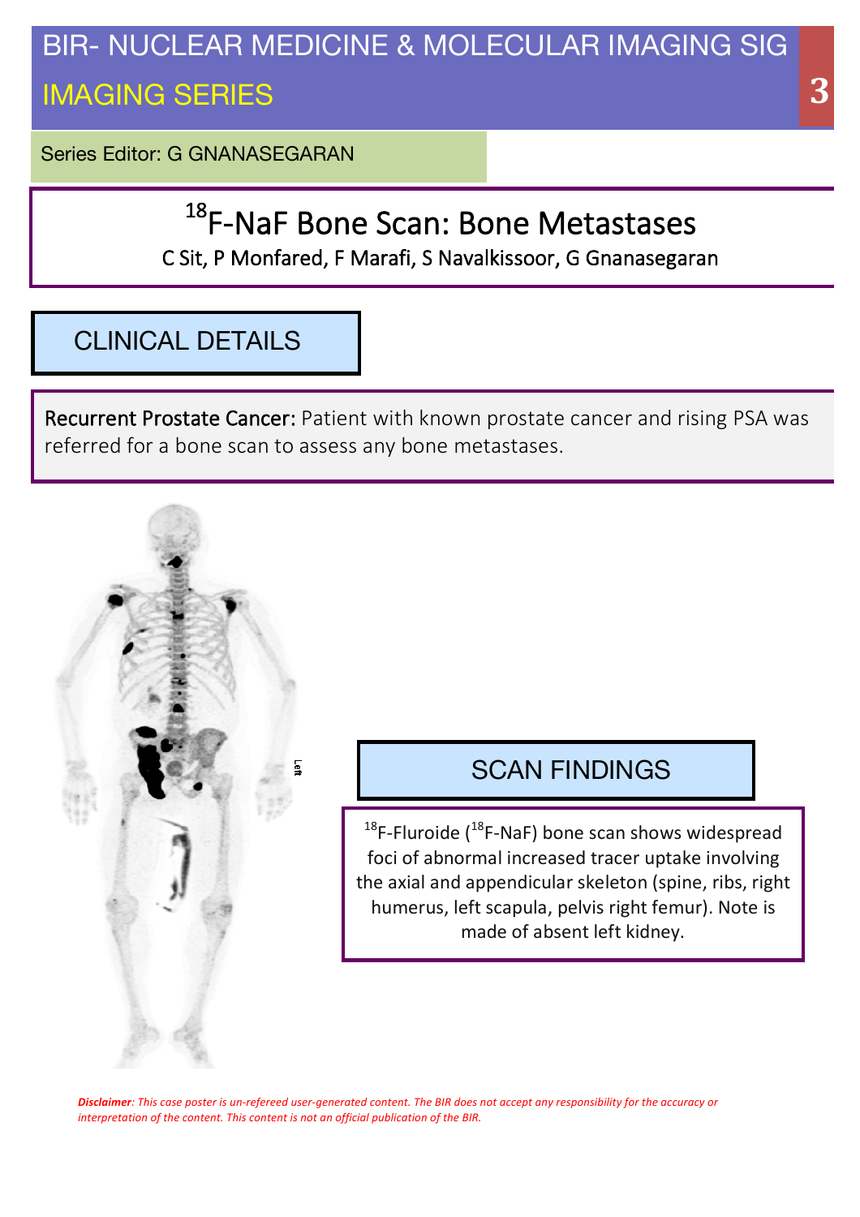# BIR- NUCLEAR MEDICINE & MOLECULAR IMAGING SIG

## IMAGING SERIES

Series Editor: G GNANASEGARAN

# $^{18}$F-NaF Bone Scan: Bone Metastases

C Sit, P Monfared, F Marafi, S Navalkissoor, G Gnanasegaran

## CLINICAL DETAILS

**Recurrent Prostate Cancer:** Patient with known prostate cancer and rising PSA was referred for a bone scan to assess any bone metastases.

## SCAN FINDINGS

$^{18}$F-Fluroide ($^{18}$F-NaF) bone scan shows widespread foci of abnormal increased tracer uptake involving the axial and appendicular skeleton (spine, ribs, right humerus, left scapula, pelvis right femur). Note is made of absent left kidney.

***Disclaimer**: This case poster is un-refereed user-generated content. The BIR does not accept any responsibility for the accuracy or interpretation of the content. This content is not an official publication of the BIR.*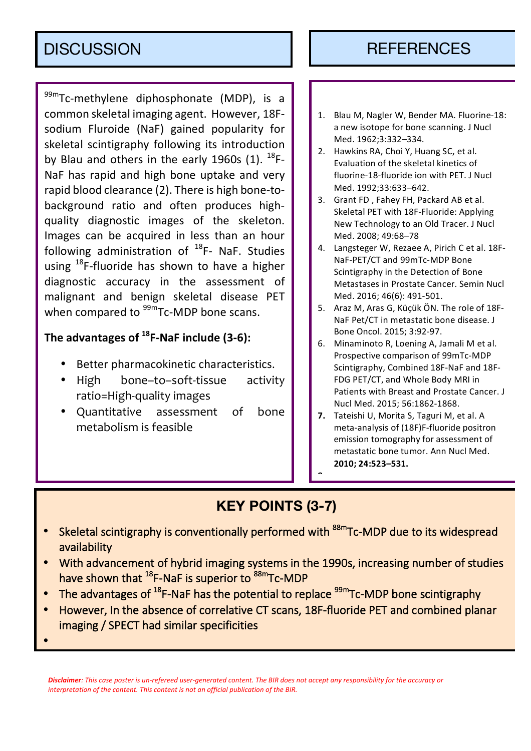## DISCUSSION

$^{99m}$Tc-methylene diphosphonate (MDP), is a common skeletal imaging agent. However, 18F-sodium Fluroide (NaF) gained popularity for skeletal scintigraphy following its introduction by Blau and others in the early 1960s (1). $^{18}$F-NaF has rapid and high bone uptake and very rapid blood clearance (2). There is high bone-to-background ratio and often produces high-quality diagnostic images of the skeleton. Images can be acquired in less than an hour following administration of $^{18}$F- NaF. Studies using $^{18}$F-fluoride has shown to have a higher diagnostic accuracy in the assessment of malignant and benign skeletal disease PET when compared to $^{99m}$Tc-MDP bone scans.

**The advantages of $^{18}$F-NaF include (3-6):**

- Better pharmacokinetic characteristics.
- High bone–to–soft-tissue activity ratio=High-quality images
- Quantitative assessment of bone metabolism is feasible

## REFERENCES

1. Blau M, Nagler W, Bender MA. Fluorine-18: a new isotope for bone scanning. J Nucl Med. 1962;3:332–334.
2. Hawkins RA, Choi Y, Huang SC, et al. Evaluation of the skeletal kinetics of fluorine-18-fluoride ion with PET. J Nucl Med. 1992;33:633–642.
3. Grant FD , Fahey FH, Packard AB et al. Skeletal PET with 18F-Fluoride: Applying New Technology to an Old Tracer. J Nucl Med. 2008; 49:68–78
4. Langsteger W, Rezaee A, Pirich C et al. 18F-NaF-PET/CT and 99mTc-MDP Bone Scintigraphy in the Detection of Bone Metastases in Prostate Cancer. Semin Nucl Med. 2016; 46(6): 491-501.
5. Araz M, Aras G, Küçük ÖN. The role of 18F-NaF Pet/CT in metastatic bone disease. J Bone Oncol. 2015; 3:92-97.
6. Minaminoto R, Loening A, Jamali M et al. Prospective comparison of 99mTc-MDP Scintigraphy, Combined 18F-NaF and 18F-FDG PET/CT, and Whole Body MRI in Patients with Breast and Prostate Cancer. J Nucl Med. 2015; 56:1862-1868.
7. Tateishi U, Morita S, Taguri M, et al. A meta-analysis of (18F)F-fluoride positron emission tomography for assessment of metastatic bone tumor. Ann Nucl Med. **2010; 24:523–531.**

## KEY POINTS (3-7)

- Skeletal scintigraphy is conventionally performed with $^{88m}$Tc-MDP due to its widespread availability
- With advancement of hybrid imaging systems in the 1990s, increasing number of studies have shown that $^{18}$F-NaF is superior to $^{88m}$Tc-MDP
- The advantages of $^{18}$F-NaF has the potential to replace $^{99m}$Tc-MDP bone scintigraphy
- However, In the absence of correlative CT scans, 18F-fluoride PET and combined planar imaging / SPECT had similar specificities

*Disclaimer: This case poster is un-refereed user-generated content. The BIR does not accept any responsibility for the accuracy or interpretation of the content. This content is not an official publication of the BIR.*